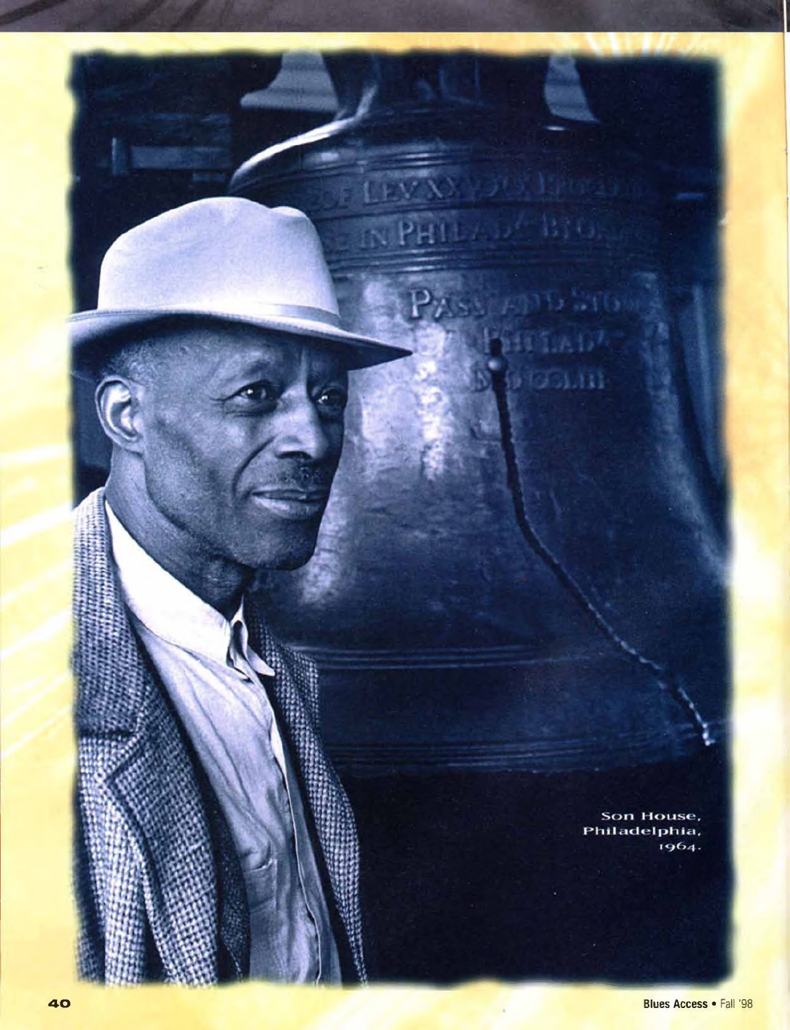Son House, Philadelphia, 1964.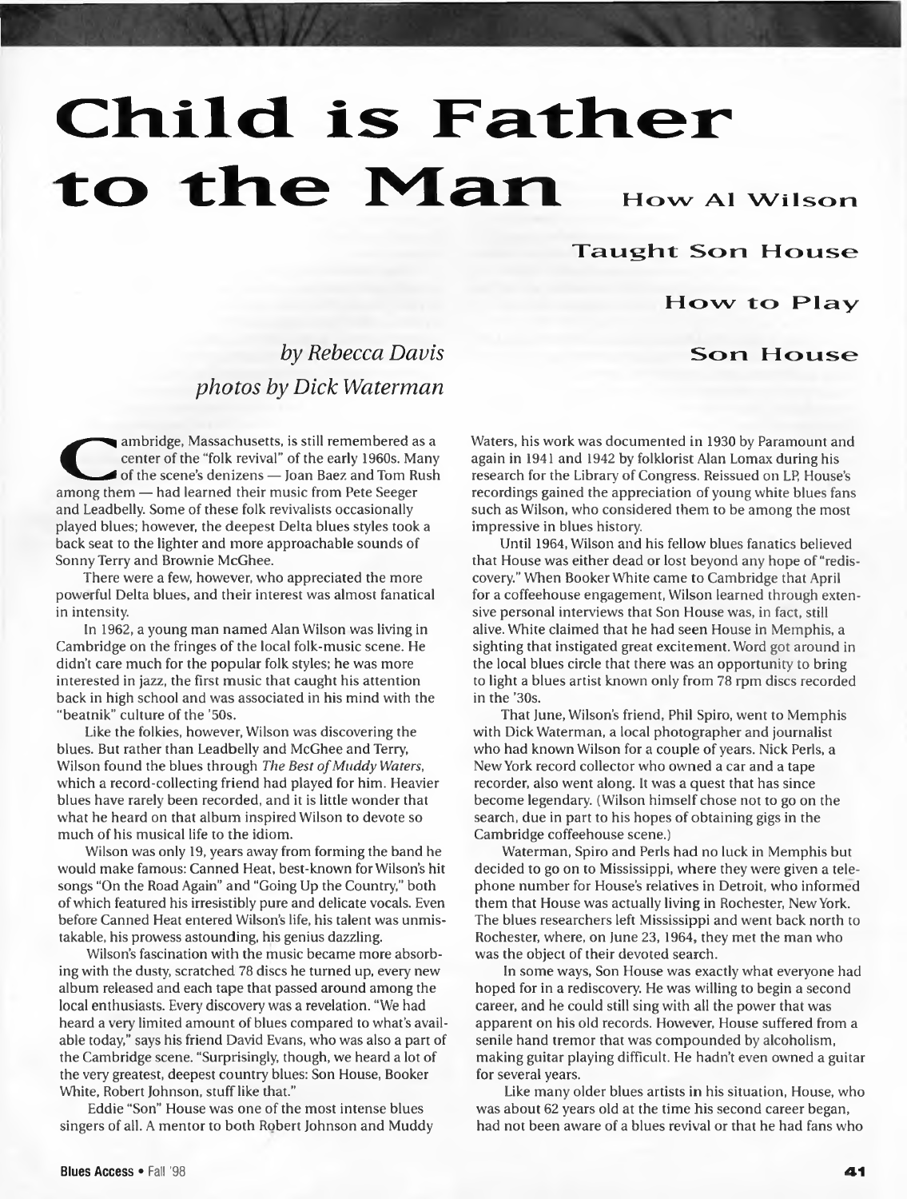# Child is Father to the Man

## How Al Wilson Taught Son House How to Play Son House

*by Rebecca Davis*
*photos by Dick Waterman*

Cambridge, Massachusetts, is still remembered as a center of the "folk revival" of the early 1960s. Many of the scene's denizens — Joan Baez and Tom Rush among them — had learned their music from Pete Seeger and Leadbelly. Some of these folk revivalists occasionally played blues; however, the deepest Delta blues styles took a back seat to the lighter and more approachable sounds of Sonny Terry and Brownie McGhee.

There were a few, however, who appreciated the more powerful Delta blues, and their interest was almost fanatical in intensity.

In 1962, a young man named Alan Wilson was living in Cambridge on the fringes of the local folk-music scene. He didn't care much for the popular folk styles; he was more interested in jazz, the first music that caught his attention back in high school and was associated in his mind with the "beatnik" culture of the '50s.

Like the folkies, however, Wilson was discovering the blues. But rather than Leadbelly and McGhee and Terry, Wilson found the blues through *The Best of Muddy Waters*, which a record-collecting friend had played for him. Heavier blues have rarely been recorded, and it is little wonder that what he heard on that album inspired Wilson to devote so much of his musical life to the idiom.

Wilson was only 19, years away from forming the band he would make famous: Canned Heat, best-known for Wilson's hit songs "On the Road Again" and "Going Up the Country," both of which featured his irresistibly pure and delicate vocals. Even before Canned Heat entered Wilson's life, his talent was unmistakable, his prowess astounding, his genius dazzling.

Wilson's fascination with the music became more absorbing with the dusty, scratched 78 discs he turned up, every new album released and each tape that passed around among the local enthusiasts. Every discovery was a revelation. "We had heard a very limited amount of blues compared to what's available today," says his friend David Evans, who was also a part of the Cambridge scene. "Surprisingly, though, we heard a lot of the very greatest, deepest country blues: Son House, Booker White, Robert Johnson, stuff like that."

Eddie "Son" House was one of the most intense blues singers of all. A mentor to both Robert Johnson and Muddy Waters, his work was documented in 1930 by Paramount and again in 1941 and 1942 by folklorist Alan Lomax during his research for the Library of Congress. Reissued on LP, House's recordings gained the appreciation of young white blues fans such as Wilson, who considered them to be among the most impressive in blues history.

Until 1964, Wilson and his fellow blues fanatics believed that House was either dead or lost beyond any hope of "rediscovery." When Booker White came to Cambridge that April for a coffeehouse engagement, Wilson learned through extensive personal interviews that Son House was, in fact, still alive. White claimed that he had seen House in Memphis, a sighting that instigated great excitement. Word got around in the local blues circle that there was an opportunity to bring to light a blues artist known only from 78 rpm discs recorded in the '30s.

That June, Wilson's friend, Phil Spiro, went to Memphis with Dick Waterman, a local photographer and journalist who had known Wilson for a couple of years. Nick Perls, a New York record collector who owned a car and a tape recorder, also went along. It was a quest that has since become legendary. (Wilson himself chose not to go on the search, due in part to his hopes of obtaining gigs in the Cambridge coffeehouse scene.)

Waterman, Spiro and Perls had no luck in Memphis but decided to go on to Mississippi, where they were given a telephone number for House's relatives in Detroit, who informed them that House was actually living in Rochester, New York. The blues researchers left Mississippi and went back north to Rochester, where, on June 23, 1964, they met the man who was the object of their devoted search.

In some ways, Son House was exactly what everyone had hoped for in a rediscovery. He was willing to begin a second career, and he could still sing with all the power that was apparent on his old records. However, House suffered from a senile hand tremor that was compounded by alcoholism, making guitar playing difficult. He hadn't even owned a guitar for several years.

Like many older blues artists in his situation, House, who was about 62 years old at the time his second career began, had not been aware of a blues revival or that he had fans who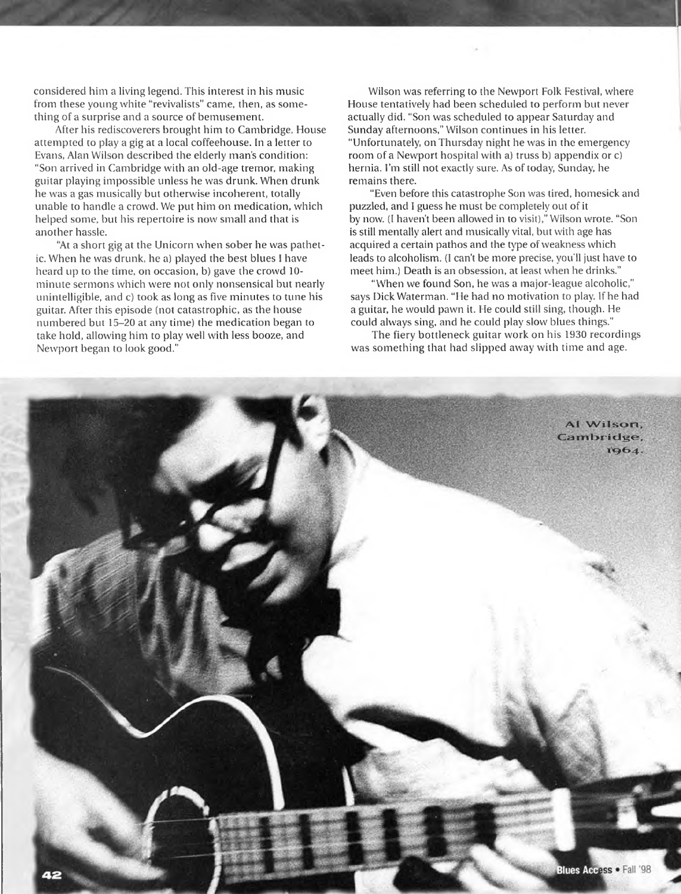considered him a living legend. This interest in his music from these young white "revivalists" came, then, as something of a surprise and a source of bemusement.

After his rediscoverers brought him to Cambridge, House attempted to play a gig at a local coffeehouse. In a letter to Evans, Alan Wilson described the elderly man's condition: "Son arrived in Cambridge with an old-age tremor, making guitar playing impossible unless he was drunk. When drunk he was a gas musically but otherwise incoherent, totally unable to handle a crowd. We put him on medication, which helped some, but his repertoire is now small and that is another hassle.

"At a short gig at the Unicorn when sober he was pathetic. When he was drunk, he a) played the best blues I have heard up to the time, on occasion, b) gave the crowd 10-minute sermons which were not only nonsensical but nearly unintelligible, and c) took as long as five minutes to tune his guitar. After this episode (not catastrophic, as the house numbered but 15–20 at any time) the medication began to take hold, allowing him to play well with less booze, and Newport began to look good."

Wilson was referring to the Newport Folk Festival, where House tentatively had been scheduled to perform but never actually did. "Son was scheduled to appear Saturday and Sunday afternoons," Wilson continues in his letter. "Unfortunately, on Thursday night he was in the emergency room of a Newport hospital with a) truss b) appendix or c) hernia. I'm still not exactly sure. As of today, Sunday, he remains there.

"Even before this catastrophe Son was tired, homesick and puzzled, and I guess he must be completely out of it by now. (I haven't been allowed in to visit)," Wilson wrote. "Son is still mentally alert and musically vital, but with age has acquired a certain pathos and the type of weakness which leads to alcoholism. (I can't be more precise, you'll just have to meet him.) Death is an obsession, at least when he drinks."

"When we found Son, he was a major-league alcoholic," says Dick Waterman. "He had no motivation to play. If he had a guitar, he would pawn it. He could still sing, though. He could always sing, and he could play slow blues things."

The fiery bottleneck guitar work on his 1930 recordings was something that had slipped away with time and age.

Al Wilson, Cambridge, 1964.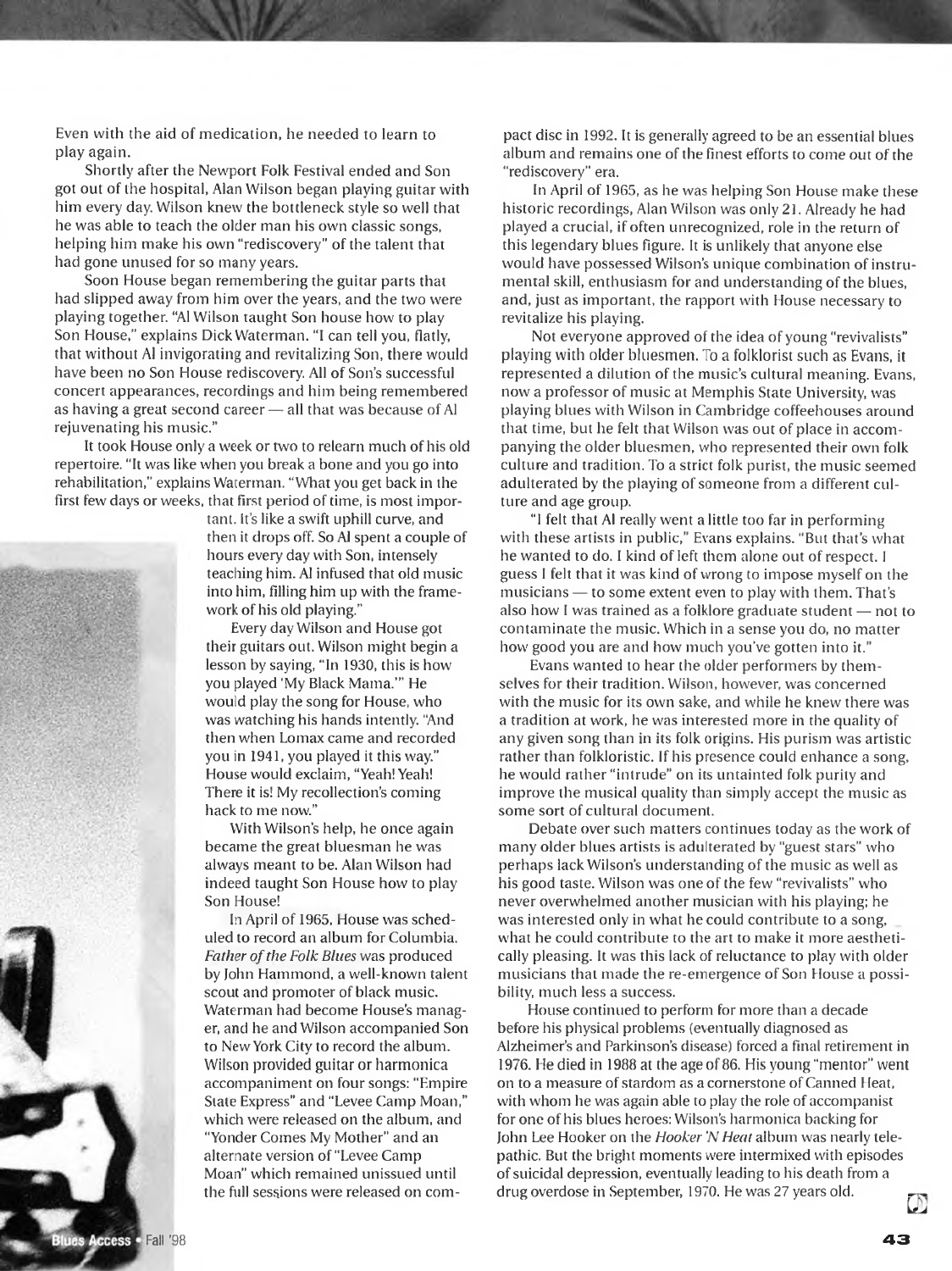Even with the aid of medication, he needed to learn to play again.

Shortly after the Newport Folk Festival ended and Son got out of the hospital, Alan Wilson began playing guitar with him every day. Wilson knew the bottleneck style so well that he was able to teach the older man his own classic songs, helping him make his own "rediscovery" of the talent that had gone unused for so many years.

Soon House began remembering the guitar parts that had slipped away from him over the years, and the two were playing together. "Al Wilson taught Son house how to play Son House," explains Dick Waterman. "I can tell you, flatly, that without Al invigorating and revitalizing Son, there would have been no Son House rediscovery. All of Son's successful concert appearances, recordings and him being remembered as having a great second career — all that was because of Al rejuvenating his music."

It took House only a week or two to relearn much of his old repertoire. "It was like when you break a bone and you go into rehabilitation," explains Waterman. "What you get back in the first few days or weeks, that first period of time, is most important. It's like a swift uphill curve, and then it drops off. So Al spent a couple of hours every day with Son, intensely teaching him. Al infused that old music into him, filling him up with the framework of his old playing."

Every day Wilson and House got their guitars out. Wilson might begin a lesson by saying, "In 1930, this is how you played 'My Black Mama.'" He would play the song for House, who was watching his hands intently. "And then when Lomax came and recorded you in 1941, you played it this way." House would exclaim, "Yeah! Yeah! There it is! My recollection's coming back to me now."

With Wilson's help, he once again became the great bluesman he was always meant to be. Alan Wilson had indeed taught Son House how to play Son House!

In April of 1965, House was scheduled to record an album for Columbia. *Father of the Folk Blues* was produced by John Hammond, a well-known talent scout and promoter of black music. Waterman had become House's manager, and he and Wilson accompanied Son to New York City to record the album. Wilson provided guitar or harmonica accompaniment on four songs: "Empire State Express" and "Levee Camp Moan," which were released on the album, and "Yonder Comes My Mother" and an alternate version of "Levee Camp Moan" which remained unissued until the full sessions were released on compact disc in 1992. It is generally agreed to be an essential blues album and remains one of the finest efforts to come out of the "rediscovery" era.

In April of 1965, as he was helping Son House make these historic recordings, Alan Wilson was only 21. Already he had played a crucial, if often unrecognized, role in the return of this legendary blues figure. It is unlikely that anyone else would have possessed Wilson's unique combination of instrumental skill, enthusiasm for and understanding of the blues, and, just as important, the rapport with House necessary to revitalize his playing.

Not everyone approved of the idea of young "revivalists" playing with older bluesmen. To a folklorist such as Evans, it represented a dilution of the music's cultural meaning. Evans, now a professor of music at Memphis State University, was playing blues with Wilson in Cambridge coffeehouses around that time, but he felt that Wilson was out of place in accompanying the older bluesmen, who represented their own folk culture and tradition. To a strict folk purist, the music seemed adulterated by the playing of someone from a different culture and age group.

"I felt that Al really went a little too far in performing with these artists in public," Evans explains. "But that's what he wanted to do. I kind of left them alone out of respect. I guess I felt that it was kind of wrong to impose myself on the musicians — to some extent even to play with them. That's also how I was trained as a folklore graduate student — not to contaminate the music. Which in a sense you do, no matter how good you are and how much you've gotten into it."

Evans wanted to hear the older performers by themselves for their tradition. Wilson, however, was concerned with the music for its own sake, and while he knew there was a tradition at work, he was interested more in the quality of any given song than in its folk origins. His purism was artistic rather than folkloristic. If his presence could enhance a song, he would rather "intrude" on its untainted folk purity and improve the musical quality than simply accept the music as some sort of cultural document.

Debate over such matters continues today as the work of many older blues artists is adulterated by "guest stars" who perhaps lack Wilson's understanding of the music as well as his good taste. Wilson was one of the few "revivalists" who never overwhelmed another musician with his playing; he was interested only in what he could contribute to a song, what he could contribute to the art to make it more aesthetically pleasing. It was this lack of reluctance to play with older musicians that made the re-emergence of Son House a possibility, much less a success.

House continued to perform for more than a decade before his physical problems (eventually diagnosed as Alzheimer's and Parkinson's disease) forced a final retirement in 1976. He died in 1988 at the age of 86. His young "mentor" went on to a measure of stardom as a cornerstone of Canned Heat, with whom he was again able to play the role of accompanist for one of his blues heroes: Wilson's harmonica backing for John Lee Hooker on the *Hooker 'N Heat* album was nearly telepathic. But the bright moments were intermixed with episodes of suicidal depression, eventually leading to his death from a drug overdose in September, 1970. He was 27 years old.